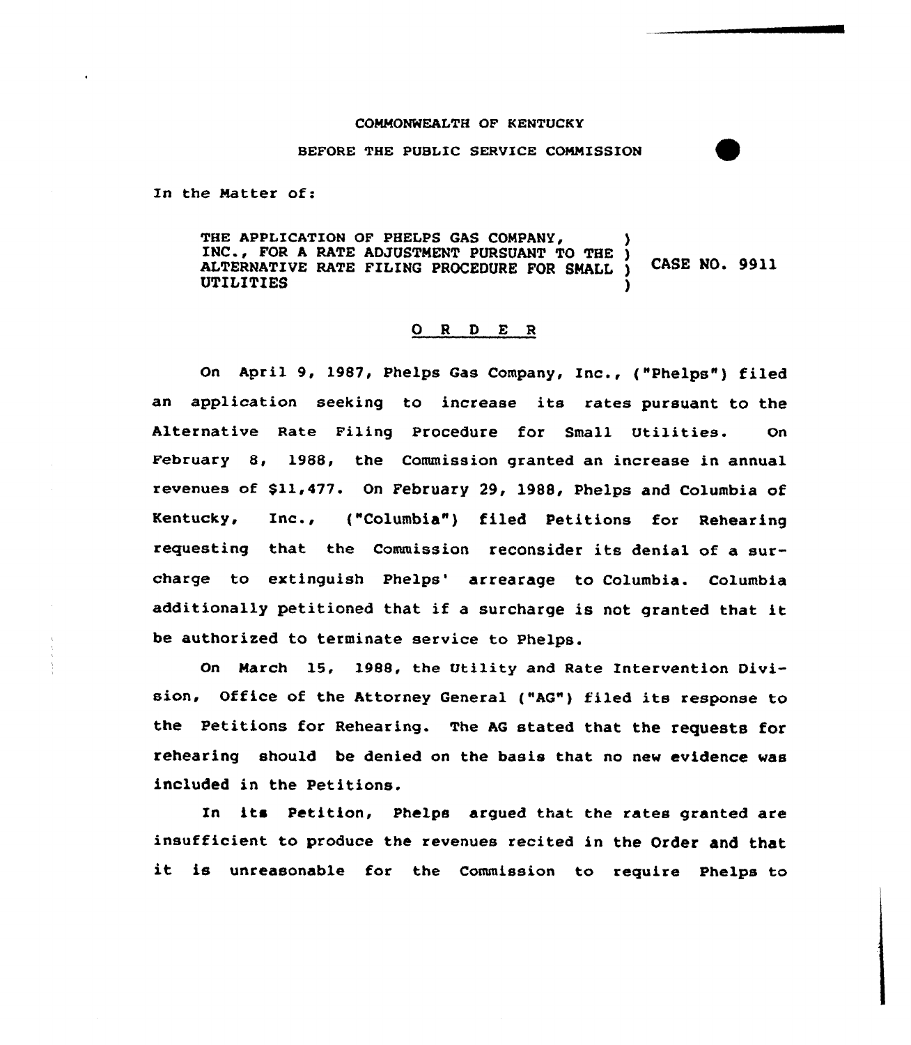COMMONWEALTH OF KENTUCKY

BEFORE THE PUBLIC SERVICE COMMISSION

In the Matter of:

| | | |
|---|---|---|
| THE APPLICATION OF PHELPS GAS COMPANY, INC., FOR A RATE ADJUSTMENT PURSUANT TO THE ALTERNATIVE RATE FILING PROCEDURE FOR SMALL UTILITIES | ) ) ) ) | CASE NO. 9911 |

O R D E R

On April 9, 1987, Phelps Gas Company, Inc., ("Phelps") filed an application seeking to increase its rates pursuant to the Alternative Rate Filing Procedure for Small Utilities. On February 8, 1988, the Commission granted an increase in annual revenues of $11,477. On February 29, 1988, Phelps and Columbia of Kentucky, Inc., ("Columbia") filed Petitions for Rehearing requesting that the Commission reconsider its denial of a surcharge to extinguish Phelps' arrearage to Columbia. Columbia additionally petitioned that if a surcharge is not granted that it be authorized to terminate service to Phelps.

On March 15, 1988, the Utility and Rate Intervention Division, Office of the Attorney General ("AG") filed its response to the Petitions for Rehearing. The AG stated that the requests for rehearing should be denied on the basis that no new evidence was included in the Petitions.

In its Petition, Phelps argued that the rates granted are insufficient to produce the revenues recited in the Order and that it is unreasonable for the Commission to require Phelps to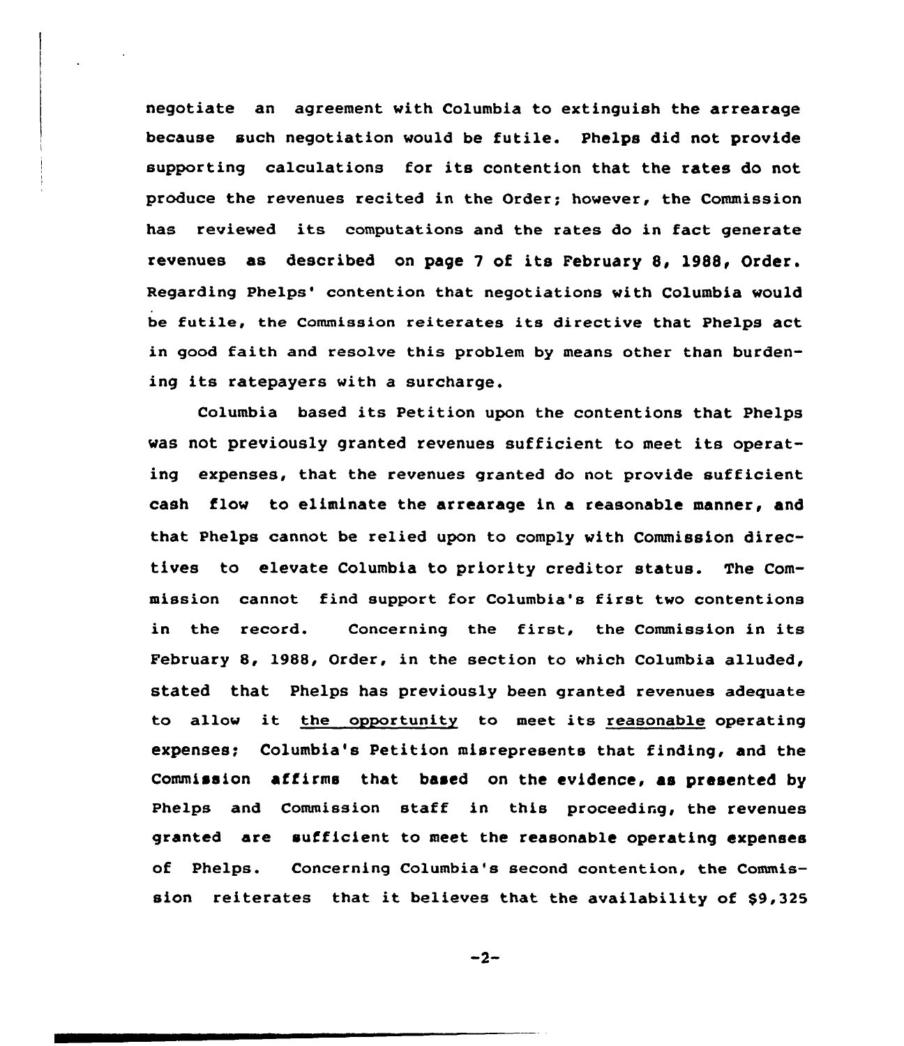negotiate an agreement with Columbia to extinguish the arrearage because such negotiation would be futile. Phelps did not provide supporting calculations for its contention that the rates do not produce the revenues recited in the Order; however, the Commission has reviewed its computations and the rates do in fact generate revenues as described on page 7 of its February 8, 1988, Order. Regarding Phelps' contention that negotiations with Columbia would be futile, the Commission reiterates its directive that Phelps act in good faith and resolve this problem by means other than burdening its ratepayers with a surcharge.

Columbia based its Petition upon the contentions that Phelps was not previously granted revenues sufficient to meet its operating expenses, that the revenues granted do not provide sufficient cash flow to eliminate the arrearage in a reasonable manner, and that Phelps cannot be relied upon to comply with Commission directives to elevate Columbia to priority creditor status. The Commission cannot find support for Columbia's first two contentions in the record. Concerning the first, the Commission in its February 8, 1988, Order, in the section to which Columbia alluded, stated that Phelps has previously been granted revenues adequate to allow it <u>the opportunity</u> to meet its <u>reasonable</u> operating expenses; Columbia's Petition misrepresents that finding, and the Commission affirms that based on the evidence, as presented by Phelps and Commission staff in this proceeding, the revenues granted are sufficient to meet the reasonable operating expenses of Phelps. Concerning Columbia's second contention, the Commission reiterates that it believes that the availability of $9,325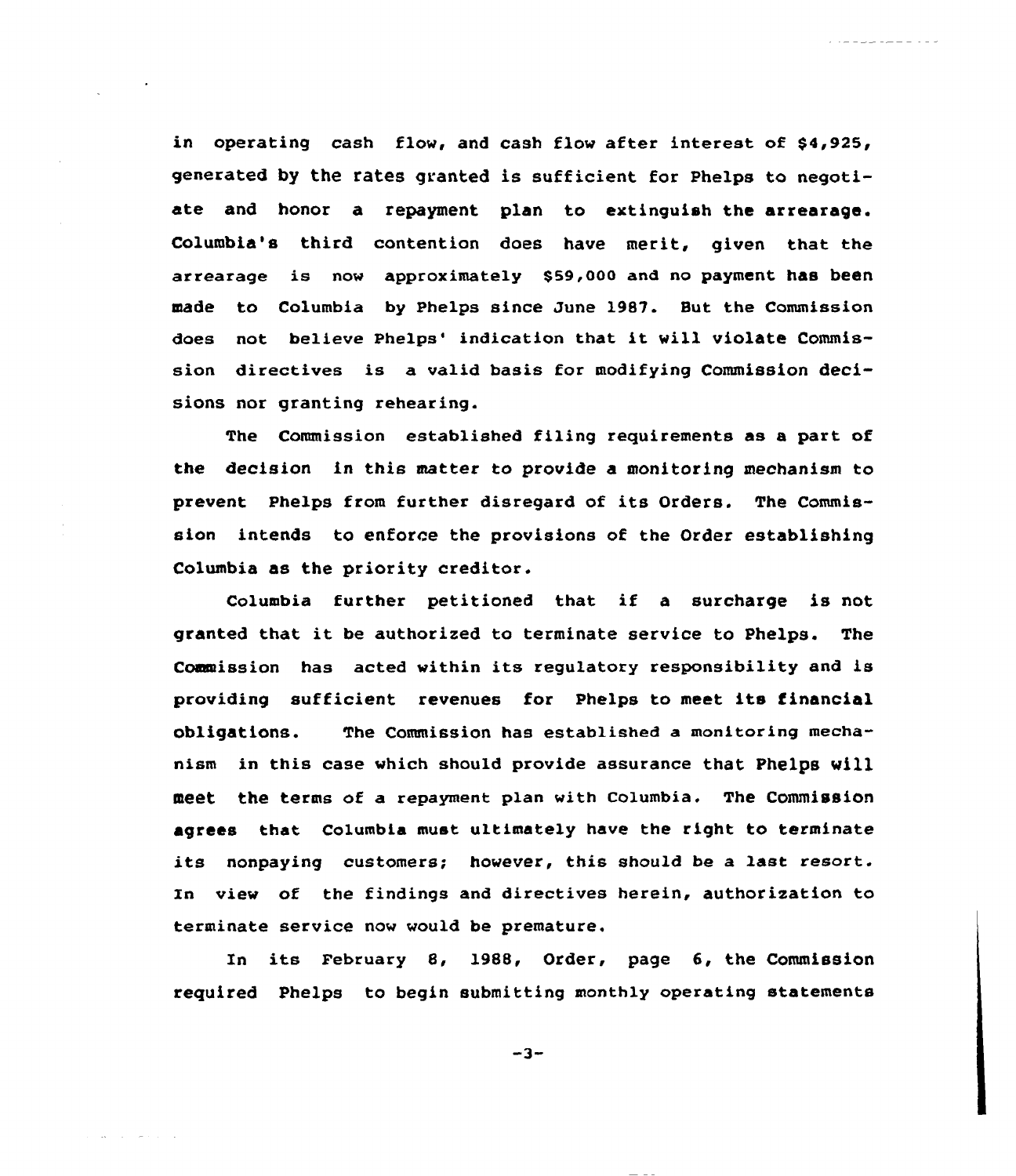in operating cash flow, and cash flow after interest of $4,925, generated by the rates granted is sufficient for Phelps to negotiate and honor a repayment plan to extinguish the arrearage. Columbia's third contention does have merit, given that the arrearage is now approximately $59,000 and no payment has been made to Columbia by Phelps since June 1987. But the Commission does not believe Phelps' indication that it will violate Commission directives is a valid basis for modifying Commission decisions nor granting rehearing.

The Commission established filing requirements as a part of the decision in this matter to provide a monitoring mechanism to prevent Phelps from further disregard of its Orders. The Commission intends to enforce the provisions of the Order establishing Columbia as the priority creditor.

Columbia further petitioned that if a surcharge is not granted that it be authorized to terminate service to Phelps. The Commission has acted within its regulatory responsibility and is providing sufficient revenues for Phelps to meet its financial obligations. The Commission has established a monitoring mechanism in this case which should provide assurance that Phelps will meet the terms of a repayment plan with Columbia. The Commission agrees that Columbia must ultimately have the right to terminate its nonpaying customers; however, this should be a last resort. In view of the findings and directives herein, authorization to terminate service now would be premature.

In its February 8, 1988, Order, page 6, the Commission required Phelps to begin submitting monthly operating statements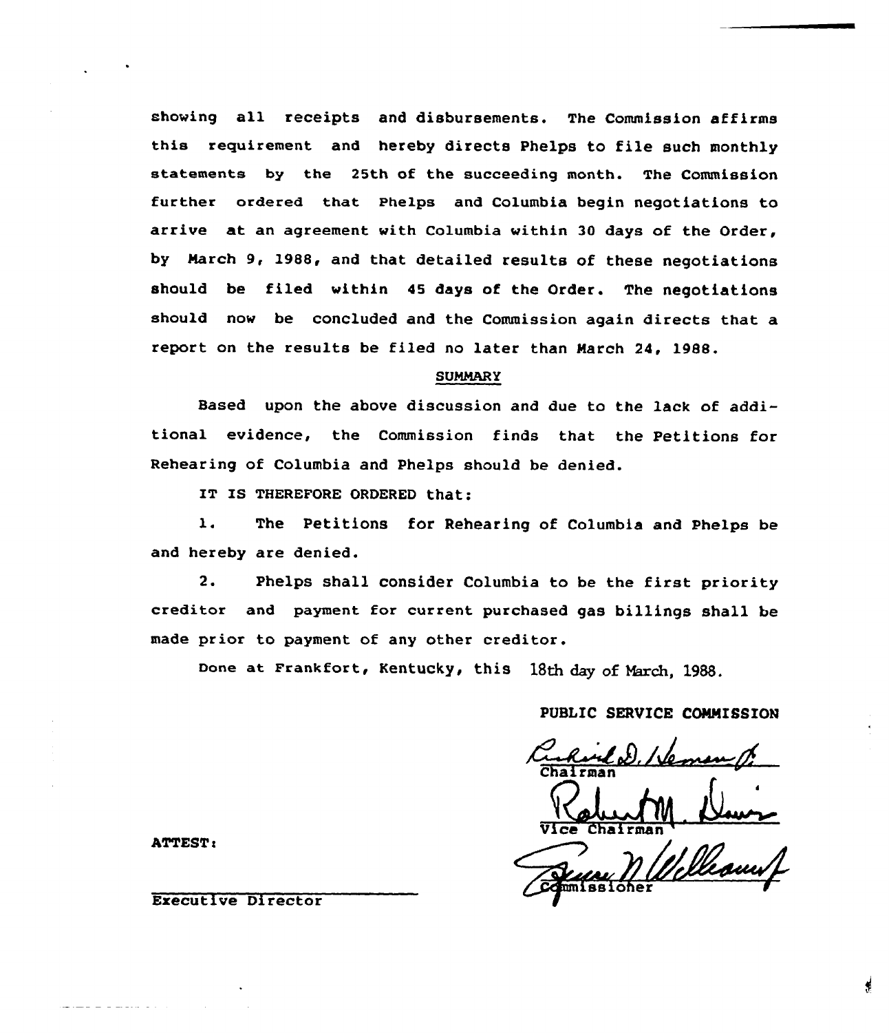showing all receipts and disbursements. The Commission affirms this requirement and hereby directs Phelps to file such monthly statements by the 25th of the succeeding month. The Commission further ordered that Phelps and Columbia begin negotiations to arrive at an agreement with Columbia within 30 days of the Order, by March 9, 1988, and that detailed results of these negotiations should be filed within 45 days of the Order. The negotiations should now be concluded and the Commission again directs that a report on the results be filed no later than March 24, 1988.

## SUMMARY

Based upon the above discussion and due to the lack of additional evidence, the Commission finds that the Petitions for Rehearing of Columbia and Phelps should be denied.

IT IS THEREFORE ORDERED that:

1. The Petitions for Rehearing of Columbia and Phelps be and hereby are denied.

2. Phelps shall consider Columbia to be the first priority creditor and payment for current purchased gas billings shall be made prior to payment of any other creditor.

Done at Frankfort, Kentucky, this 18th day of March, 1988.

PUBLIC SERVICE COMMISSION

Chairman

Vice Chairman

Commissioner

ATTEST:

Executive Director